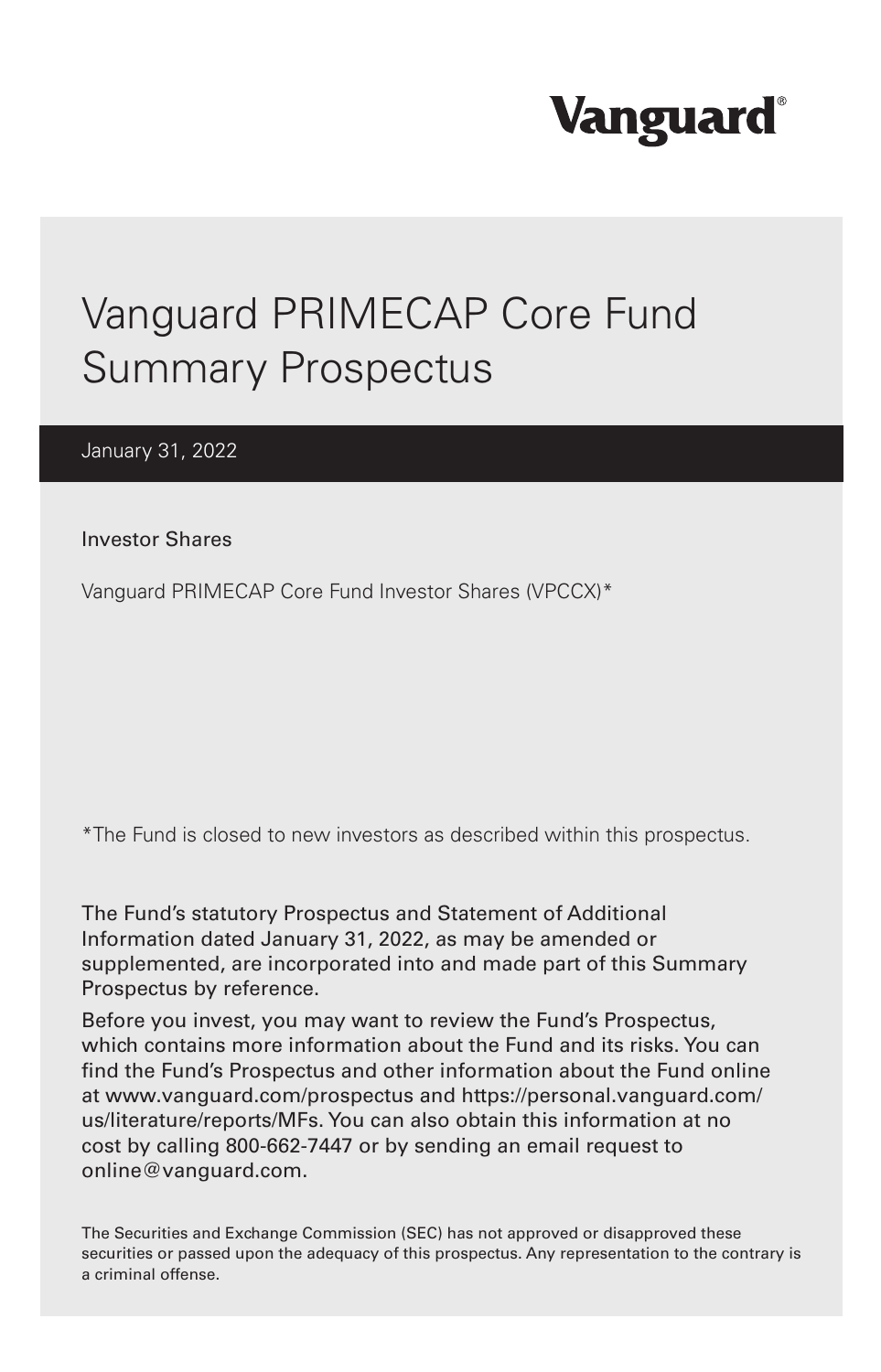Vanguard®

# Vanguard PRIMECAP Core Fund Summary Prospectus

January 31, 2022

Investor Shares

Vanguard PRIMECAP Core Fund Investor Shares (VPCCX)*

*The Fund is closed to new investors as described within this prospectus.

The Fund's statutory Prospectus and Statement of Additional Information dated January 31, 2022, as may be amended or supplemented, are incorporated into and made part of this Summary Prospectus by reference.

Before you invest, you may want to review the Fund's Prospectus, which contains more information about the Fund and its risks. You can find the Fund's Prospectus and other information about the Fund online at www.vanguard.com/prospectus and https://personal.vanguard.com/us/literature/reports/MFs. You can also obtain this information at no cost by calling 800-662-7447 or by sending an email request to online@vanguard.com.

The Securities and Exchange Commission (SEC) has not approved or disapproved these securities or passed upon the adequacy of this prospectus. Any representation to the contrary is a criminal offense.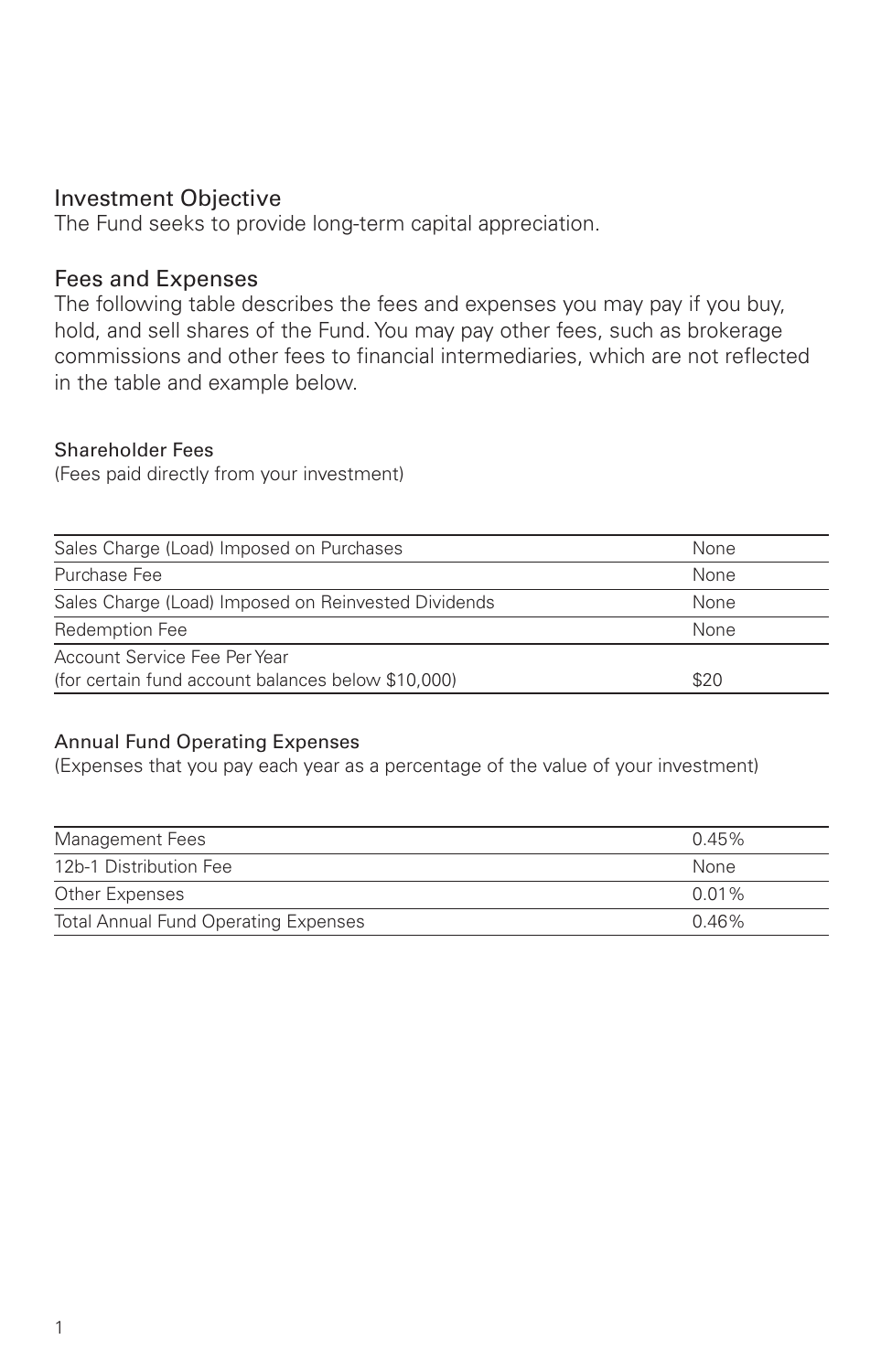## Investment Objective

The Fund seeks to provide long-term capital appreciation.

## Fees and Expenses

The following table describes the fees and expenses you may pay if you buy, hold, and sell shares of the Fund. You may pay other fees, such as brokerage commissions and other fees to financial intermediaries, which are not reflected in the table and example below.

### Shareholder Fees

(Fees paid directly from your investment)

| | |
|---|---|
| Sales Charge (Load) Imposed on Purchases | None |
| Purchase Fee | None |
| Sales Charge (Load) Imposed on Reinvested Dividends | None |
| Redemption Fee | None |
| Account Service Fee Per Year (for certain fund account balances below $10,000) | $20 |

### Annual Fund Operating Expenses

(Expenses that you pay each year as a percentage of the value of your investment)

| | |
|---|---|
| Management Fees | 0.45% |
| 12b-1 Distribution Fee | None |
| Other Expenses | 0.01% |
| Total Annual Fund Operating Expenses | 0.46% |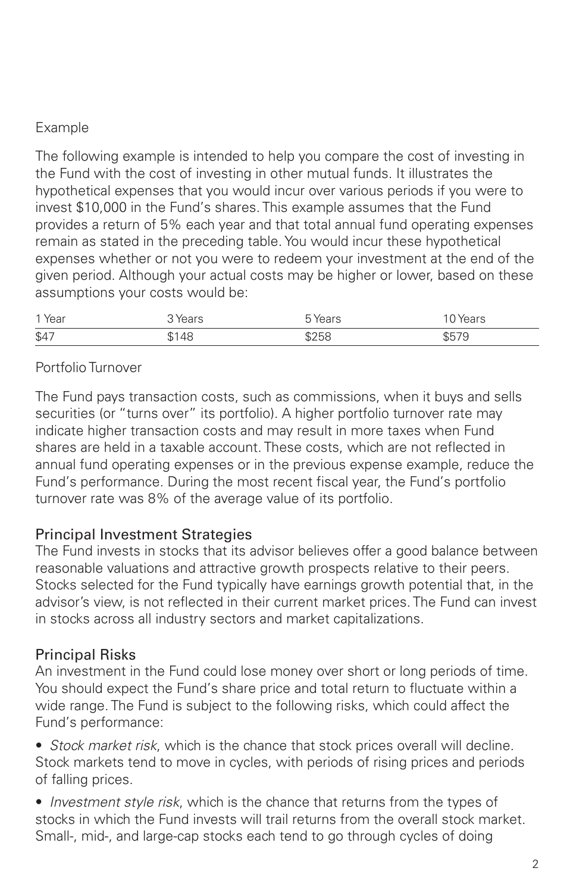### Example

The following example is intended to help you compare the cost of investing in the Fund with the cost of investing in other mutual funds. It illustrates the hypothetical expenses that you would incur over various periods if you were to invest $10,000 in the Fund's shares. This example assumes that the Fund provides a return of 5% each year and that total annual fund operating expenses remain as stated in the preceding table. You would incur these hypothetical expenses whether or not you were to redeem your investment at the end of the given period. Although your actual costs may be higher or lower, based on these assumptions your costs would be:

| 1 Year | 3 Years | 5 Years | 10 Years |
|---|---|---|---|
| $47 | $148 | $258 | $579 |

### Portfolio Turnover

The Fund pays transaction costs, such as commissions, when it buys and sells securities (or "turns over" its portfolio). A higher portfolio turnover rate may indicate higher transaction costs and may result in more taxes when Fund shares are held in a taxable account. These costs, which are not reflected in annual fund operating expenses or in the previous expense example, reduce the Fund's performance. During the most recent fiscal year, the Fund's portfolio turnover rate was 8% of the average value of its portfolio.

## Principal Investment Strategies

The Fund invests in stocks that its advisor believes offer a good balance between reasonable valuations and attractive growth prospects relative to their peers. Stocks selected for the Fund typically have earnings growth potential that, in the advisor's view, is not reflected in their current market prices. The Fund can invest in stocks across all industry sectors and market capitalizations.

## Principal Risks

An investment in the Fund could lose money over short or long periods of time. You should expect the Fund's share price and total return to fluctuate within a wide range. The Fund is subject to the following risks, which could affect the Fund's performance:

- *Stock market risk*, which is the chance that stock prices overall will decline. Stock markets tend to move in cycles, with periods of rising prices and periods of falling prices.

- *Investment style risk*, which is the chance that returns from the types of stocks in which the Fund invests will trail returns from the overall stock market. Small-, mid-, and large-cap stocks each tend to go through cycles of doing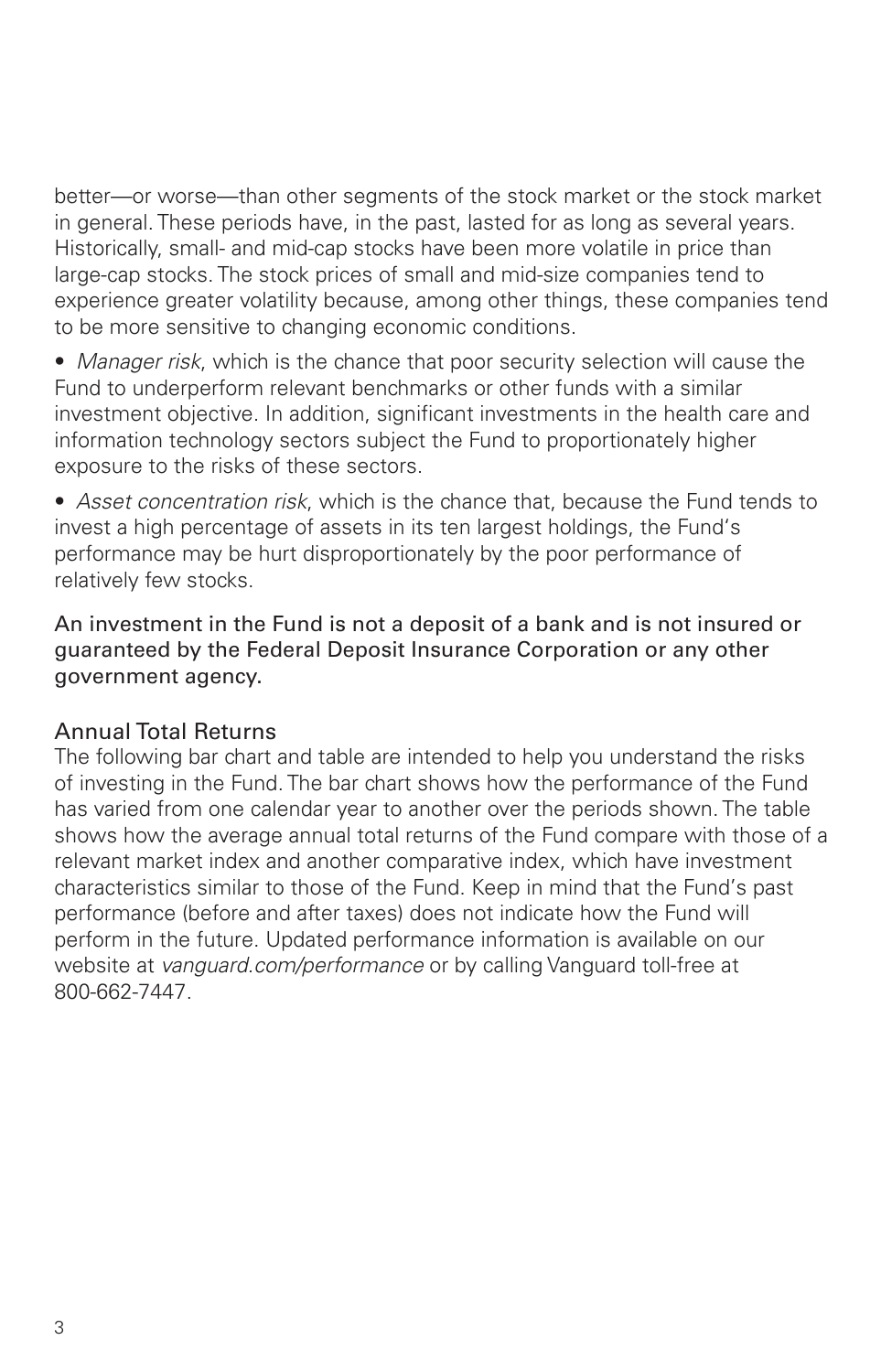better—or worse—than other segments of the stock market or the stock market in general. These periods have, in the past, lasted for as long as several years. Historically, small- and mid-cap stocks have been more volatile in price than large-cap stocks. The stock prices of small and mid-size companies tend to experience greater volatility because, among other things, these companies tend to be more sensitive to changing economic conditions.

- *Manager risk*, which is the chance that poor security selection will cause the Fund to underperform relevant benchmarks or other funds with a similar investment objective. In addition, significant investments in the health care and information technology sectors subject the Fund to proportionately higher exposure to the risks of these sectors.

- *Asset concentration risk*, which is the chance that, because the Fund tends to invest a high percentage of assets in its ten largest holdings, the Fund's performance may be hurt disproportionately by the poor performance of relatively few stocks.

An investment in the Fund is not a deposit of a bank and is not insured or guaranteed by the Federal Deposit Insurance Corporation or any other government agency.

## Annual Total Returns

The following bar chart and table are intended to help you understand the risks of investing in the Fund. The bar chart shows how the performance of the Fund has varied from one calendar year to another over the periods shown. The table shows how the average annual total returns of the Fund compare with those of a relevant market index and another comparative index, which have investment characteristics similar to those of the Fund. Keep in mind that the Fund's past performance (before and after taxes) does not indicate how the Fund will perform in the future. Updated performance information is available on our website at *vanguard.com/performance* or by calling Vanguard toll-free at 800-662-7447.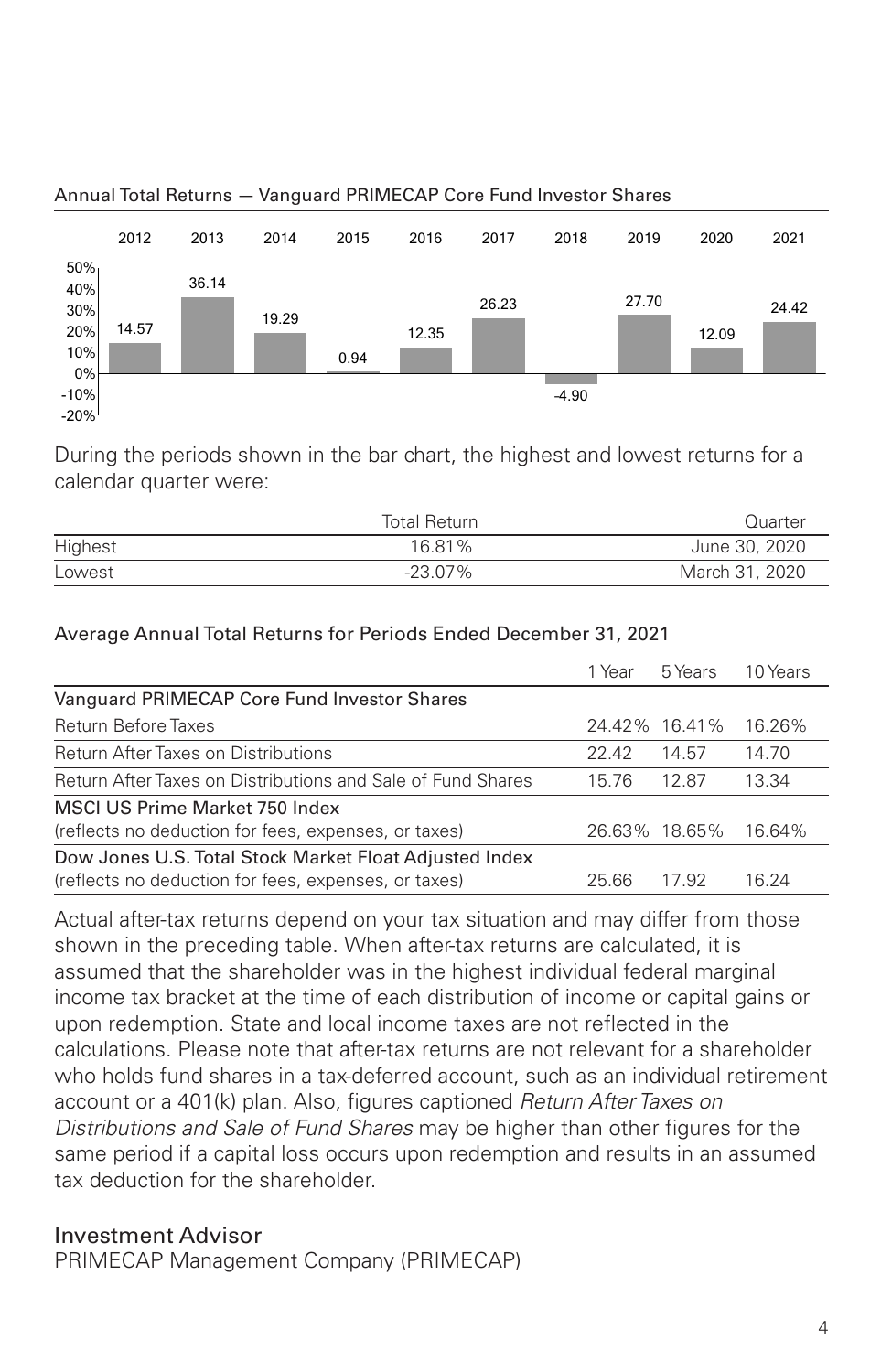Annual Total Returns — Vanguard PRIMECAP Core Fund Investor Shares

| 2012 | 2013 | 2014 | 2015 | 2016 | 2017 | 2018 | 2019 | 2020 | 2021 |
|---|---|---|---|---|---|---|---|---|---|
| 14.57 | 36.14 | 19.29 | 0.94 | 12.35 | 26.23 | -4.90 | 27.70 | 12.09 | 24.42 |

During the periods shown in the bar chart, the highest and lowest returns for a calendar quarter were:

| | Total Return | Quarter |
|---|---|---|
| Highest | 16.81% | June 30, 2020 |
| Lowest | -23.07% | March 31, 2020 |

Average Annual Total Returns for Periods Ended December 31, 2021

| | 1 Year | 5 Years | 10 Years |
|---|---|---|---|
| **Vanguard PRIMECAP Core Fund Investor Shares** | | | |
| Return Before Taxes | 24.42% | 16.41% | 16.26% |
| Return After Taxes on Distributions | 22.42 | 14.57 | 14.70 |
| Return After Taxes on Distributions and Sale of Fund Shares | 15.76 | 12.87 | 13.34 |
| **MSCI US Prime Market 750 Index** (reflects no deduction for fees, expenses, or taxes) | 26.63% | 18.65% | 16.64% |
| **Dow Jones U.S. Total Stock Market Float Adjusted Index** (reflects no deduction for fees, expenses, or taxes) | 25.66 | 17.92 | 16.24 |

Actual after-tax returns depend on your tax situation and may differ from those shown in the preceding table. When after-tax returns are calculated, it is assumed that the shareholder was in the highest individual federal marginal income tax bracket at the time of each distribution of income or capital gains or upon redemption. State and local income taxes are not reflected in the calculations. Please note that after-tax returns are not relevant for a shareholder who holds fund shares in a tax-deferred account, such as an individual retirement account or a 401(k) plan. Also, figures captioned *Return After Taxes on Distributions and Sale of Fund Shares* may be higher than other figures for the same period if a capital loss occurs upon redemption and results in an assumed tax deduction for the shareholder.

## Investment Advisor

PRIMECAP Management Company (PRIMECAP)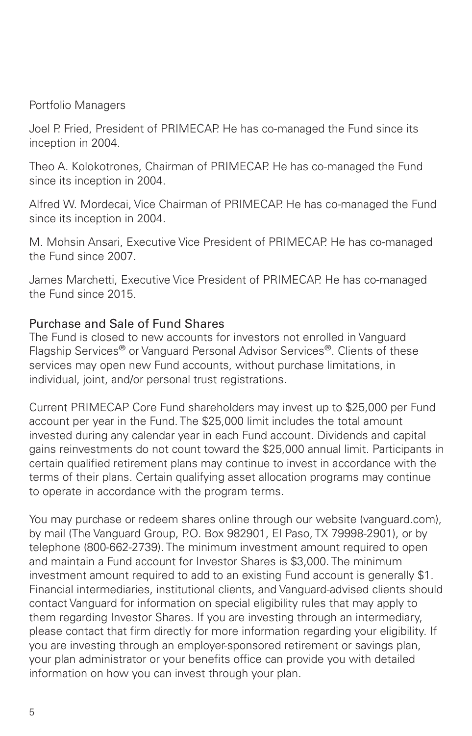Portfolio Managers

Joel P. Fried, President of PRIMECAP. He has co-managed the Fund since its inception in 2004.

Theo A. Kolokotrones, Chairman of PRIMECAP. He has co-managed the Fund since its inception in 2004.

Alfred W. Mordecai, Vice Chairman of PRIMECAP. He has co-managed the Fund since its inception in 2004.

M. Mohsin Ansari, Executive Vice President of PRIMECAP. He has co-managed the Fund since 2007.

James Marchetti, Executive Vice President of PRIMECAP. He has co-managed the Fund since 2015.

## Purchase and Sale of Fund Shares

The Fund is closed to new accounts for investors not enrolled in Vanguard Flagship Services® or Vanguard Personal Advisor Services®. Clients of these services may open new Fund accounts, without purchase limitations, in individual, joint, and/or personal trust registrations.

Current PRIMECAP Core Fund shareholders may invest up to $25,000 per Fund account per year in the Fund. The $25,000 limit includes the total amount invested during any calendar year in each Fund account. Dividends and capital gains reinvestments do not count toward the $25,000 annual limit. Participants in certain qualified retirement plans may continue to invest in accordance with the terms of their plans. Certain qualifying asset allocation programs may continue to operate in accordance with the program terms.

You may purchase or redeem shares online through our website (vanguard.com), by mail (The Vanguard Group, P.O. Box 982901, El Paso, TX 79998-2901), or by telephone (800-662-2739). The minimum investment amount required to open and maintain a Fund account for Investor Shares is $3,000. The minimum investment amount required to add to an existing Fund account is generally $1. Financial intermediaries, institutional clients, and Vanguard-advised clients should contact Vanguard for information on special eligibility rules that may apply to them regarding Investor Shares. If you are investing through an intermediary, please contact that firm directly for more information regarding your eligibility. If you are investing through an employer-sponsored retirement or savings plan, your plan administrator or your benefits office can provide you with detailed information on how you can invest through your plan.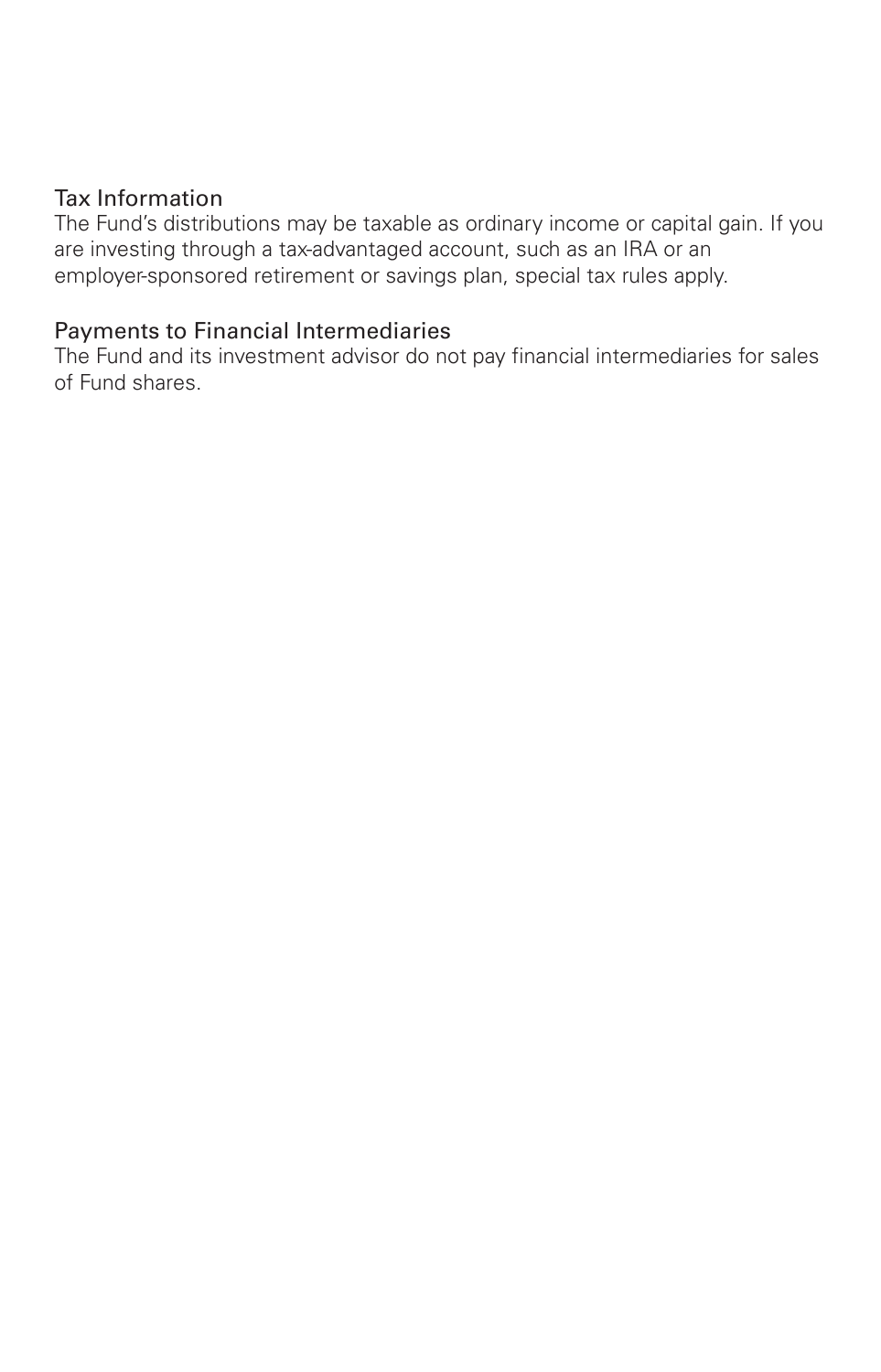## Tax Information

The Fund's distributions may be taxable as ordinary income or capital gain. If you are investing through a tax-advantaged account, such as an IRA or an employer-sponsored retirement or savings plan, special tax rules apply.

## Payments to Financial Intermediaries

The Fund and its investment advisor do not pay financial intermediaries for sales of Fund shares.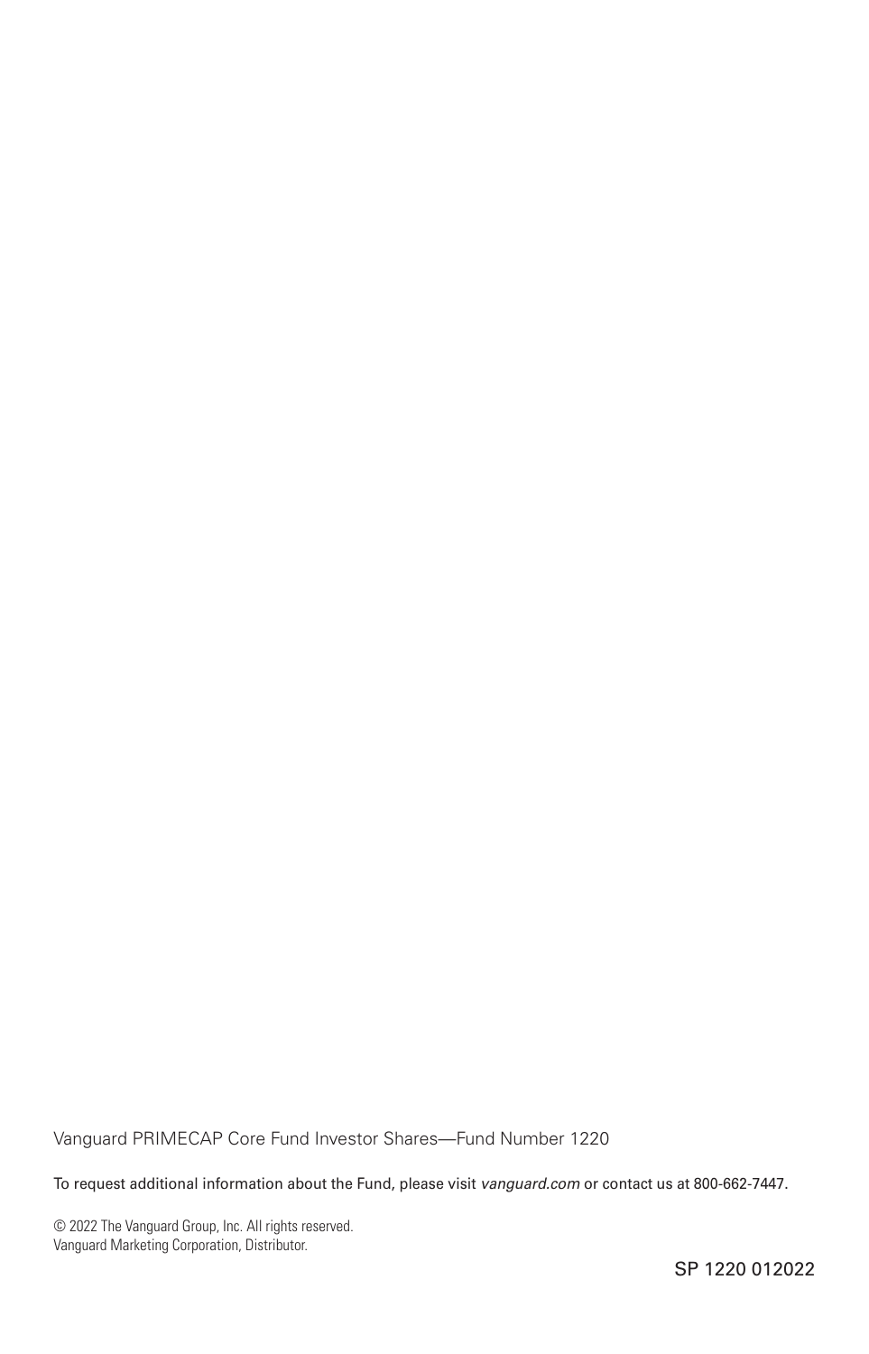Vanguard PRIMECAP Core Fund Investor Shares—Fund Number 1220

To request additional information about the Fund, please visit *vanguard.com* or contact us at 800-662-7447.

© 2022 The Vanguard Group, Inc. All rights reserved.
Vanguard Marketing Corporation, Distributor.

SP 1220 012022